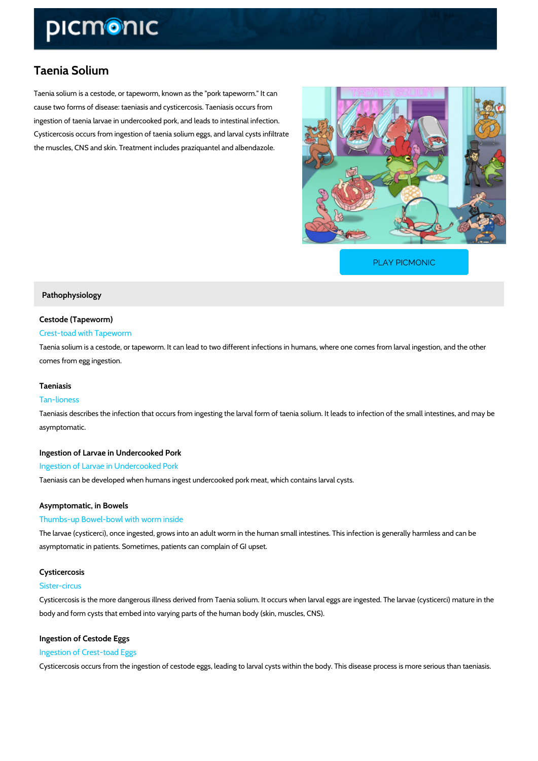# Taenia Solium

Taenia solium is a cestode, or tapeworm, known as the "pork tapeworm." It can cause two forms of disease: taeniasis and cysticercosis. Taeniasis occurs from ingestion of taenia larvae in undercooked pork, and leads to intestinal infection. Cysticercosis occurs from ingestion of taenia solium eggs, and larval cysts infiltrate the muscles, CNS and skin. Treatment includes praziquantel and albendazole.

PLAY PICMONIC

## Pathophysiology

### Cestode (Tapeworm)

Crest-toad with Tapeworm

Taenia solium is a cestode, or tapeworm. It can lead to two different infections in humans, where one comes from larval ingestion, and the other comes from egg ingestion.

### Taeniasis

Tan-lioness

Taeniasis describes the infection that occurs from ingesting the larval form of taenia solium. It leads to infection of the small intestines, and may be asymptomatic.

### Ingestion of Larvae in Undercooked Pork

Ingestion of Larvae in Undercooked Pork

Taeniasis can be developed when humans ingest undercooked pork meat, which contains larval cysts.

### Asymptomatic, in Bowels

Thumbs-up Bowel-bowl with worm inside

The larvae (cysticerci), once ingested, grows into an adult worm in the human small intestines. This infection is generally harmless and can be asymptomatic in patients. Sometimes, patients can complain of GI upset.

### Cysticercosis

Sister-circus

Cysticercosis is the more dangerous illness derived from Taenia solium. It occurs when larval eggs are ingested. The larvae (cysticerci) mature in the body and form cysts that embed into varying parts of the human body (skin, muscles, CNS).

### Ingestion of Cestode Eggs

Ingestion of Crest-toad Eggs

Cysticercosis occurs from the ingestion of cestode eggs, leading to larval cysts within the body. This disease process is more serious than taeniasis.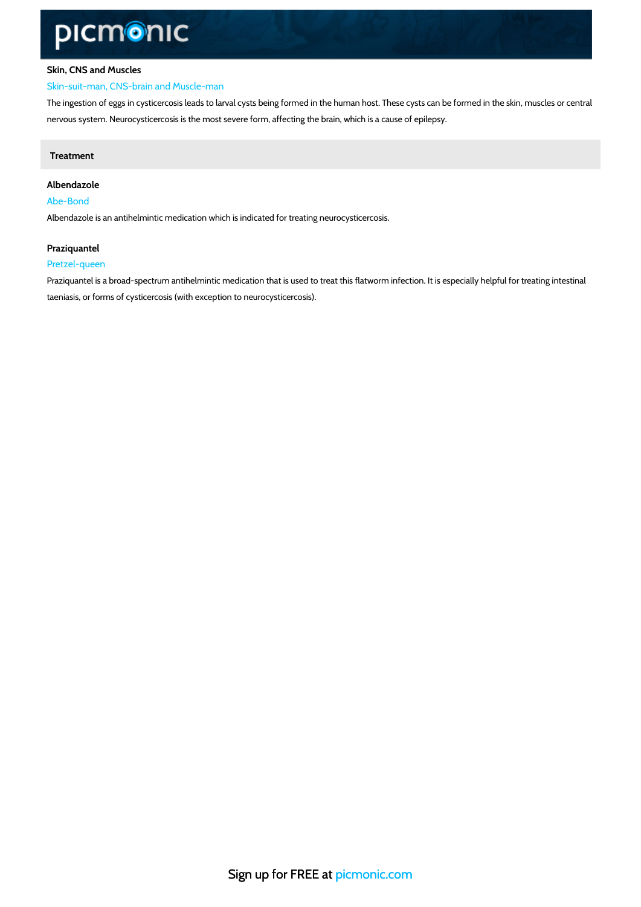### Skin, CNS and Muscles

Skin-suit-man, CNS-brain and Muscle-man

The ingestion of eggs in cysticercosis leads to larval cysts being formed in the human host. These cysts can be formed in the skin, muscles or central nervous system. Neurocysticercosis is the most severe form, affecting the brain, which is a cause of epilepsy.

## Treatment

### Albendazole

Abe-Bond

Albendazole is an antihelmintic medication which is indicated for treating neurocysticercosis.

### Praziquantel

Pretzel-queen

Praziquantel is a broad-spectrum antihelmintic medication that is used to treat this flatworm infection. It is especially helpful for treating intestinal taeniasis, or forms of cysticercosis (with exception to neurocysticercosis).